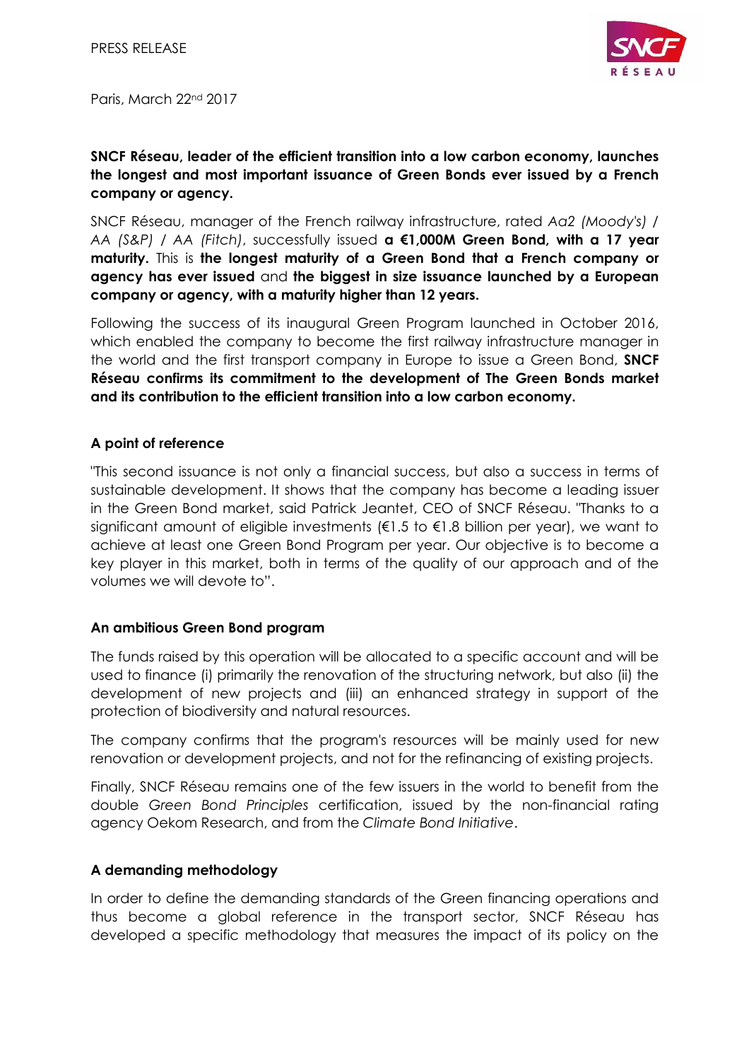PRESS RELEASE

Paris, March 22nd 2017

**SNCF Réseau, leader of the efficient transition into a low carbon economy, launches the longest and most important issuance of Green Bonds ever issued by a French company or agency.**

SNCF Réseau, manager of the French railway infrastructure, rated *Aa2 (Moody's) / AA (S&P) / AA (Fitch)*, successfully issued **a €1,000M Green Bond, with a 17 year maturity.** This is **the longest maturity of a Green Bond that a French company or agency has ever issued** and **the biggest in size issuance launched by a European company or agency, with a maturity higher than 12 years.**

Following the success of its inaugural Green Program launched in October 2016, which enabled the company to become the first railway infrastructure manager in the world and the first transport company in Europe to issue a Green Bond, **SNCF Réseau confirms its commitment to the development of The Green Bonds market and its contribution to the efficient transition into a low carbon economy.**

## A point of reference

"This second issuance is not only a financial success, but also a success in terms of sustainable development. It shows that the company has become a leading issuer in the Green Bond market, said Patrick Jeantet, CEO of SNCF Réseau. "Thanks to a significant amount of eligible investments (€1.5 to €1.8 billion per year), we want to achieve at least one Green Bond Program per year. Our objective is to become a key player in this market, both in terms of the quality of our approach and of the volumes we will devote to".

## An ambitious Green Bond program

The funds raised by this operation will be allocated to a specific account and will be used to finance (i) primarily the renovation of the structuring network, but also (ii) the development of new projects and (iii) an enhanced strategy in support of the protection of biodiversity and natural resources.

The company confirms that the program's resources will be mainly used for new renovation or development projects, and not for the refinancing of existing projects.

Finally, SNCF Réseau remains one of the few issuers in the world to benefit from the double *Green Bond Principles* certification, issued by the non-financial rating agency Oekom Research, and from the *Climate Bond Initiative*.

## A demanding methodology

In order to define the demanding standards of the Green financing operations and thus become a global reference in the transport sector, SNCF Réseau has developed a specific methodology that measures the impact of its policy on the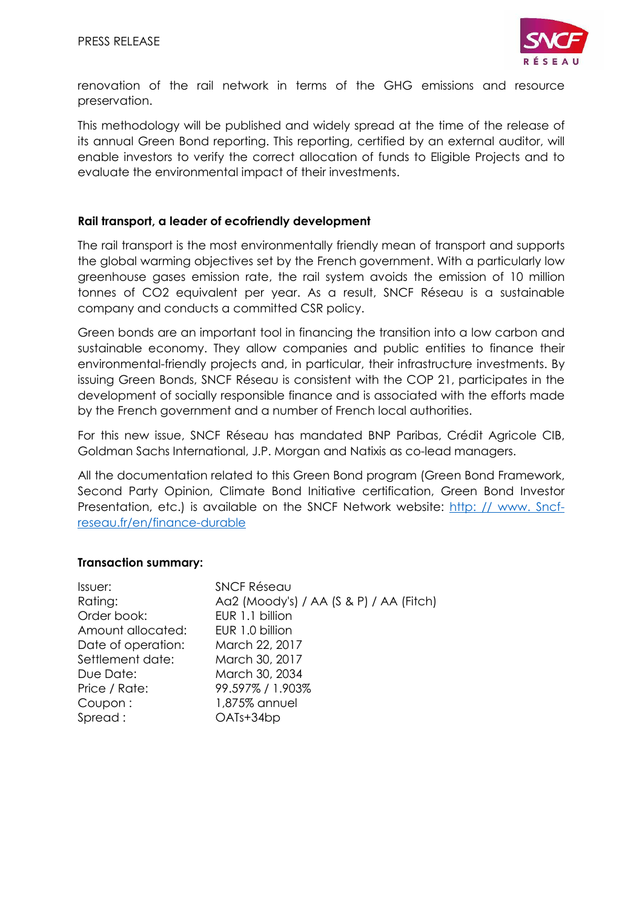renovation of the rail network in terms of the GHG emissions and resource preservation.

This methodology will be published and widely spread at the time of the release of its annual Green Bond reporting. This reporting, certified by an external auditor, will enable investors to verify the correct allocation of funds to Eligible Projects and to evaluate the environmental impact of their investments.

**Rail transport, a leader of ecofriendly development**

The rail transport is the most environmentally friendly mean of transport and supports the global warming objectives set by the French government. With a particularly low greenhouse gases emission rate, the rail system avoids the emission of 10 million tonnes of CO2 equivalent per year. As a result, SNCF Réseau is a sustainable company and conducts a committed CSR policy.

Green bonds are an important tool in financing the transition into a low carbon and sustainable economy. They allow companies and public entities to finance their environmental-friendly projects and, in particular, their infrastructure investments. By issuing Green Bonds, SNCF Réseau is consistent with the COP 21, participates in the development of socially responsible finance and is associated with the efforts made by the French government and a number of French local authorities.

For this new issue, SNCF Réseau has mandated BNP Paribas, Crédit Agricole CIB, Goldman Sachs International, J.P. Morgan and Natixis as co-lead managers.

All the documentation related to this Green Bond program (Green Bond Framework, Second Party Opinion, Climate Bond Initiative certification, Green Bond Investor Presentation, etc.) is available on the SNCF Network website: [http: // www. Sncf-reseau.fr/en/finance-durable](http://www.sncf-reseau.fr/en/finance-durable)

**Transaction summary:**

| | |
|---|---|
| Issuer: | SNCF Réseau |
| Rating: | Aa2 (Moody's) / AA (S & P) / AA (Fitch) |
| Order book: | EUR 1.1 billion |
| Amount allocated: | EUR 1.0 billion |
| Date of operation: | March 22, 2017 |
| Settlement date: | March 30, 2017 |
| Due Date: | March 30, 2034 |
| Price / Rate: | 99.597% / 1.903% |
| Coupon : | 1,875% annuel |
| Spread : | OATs+34bp |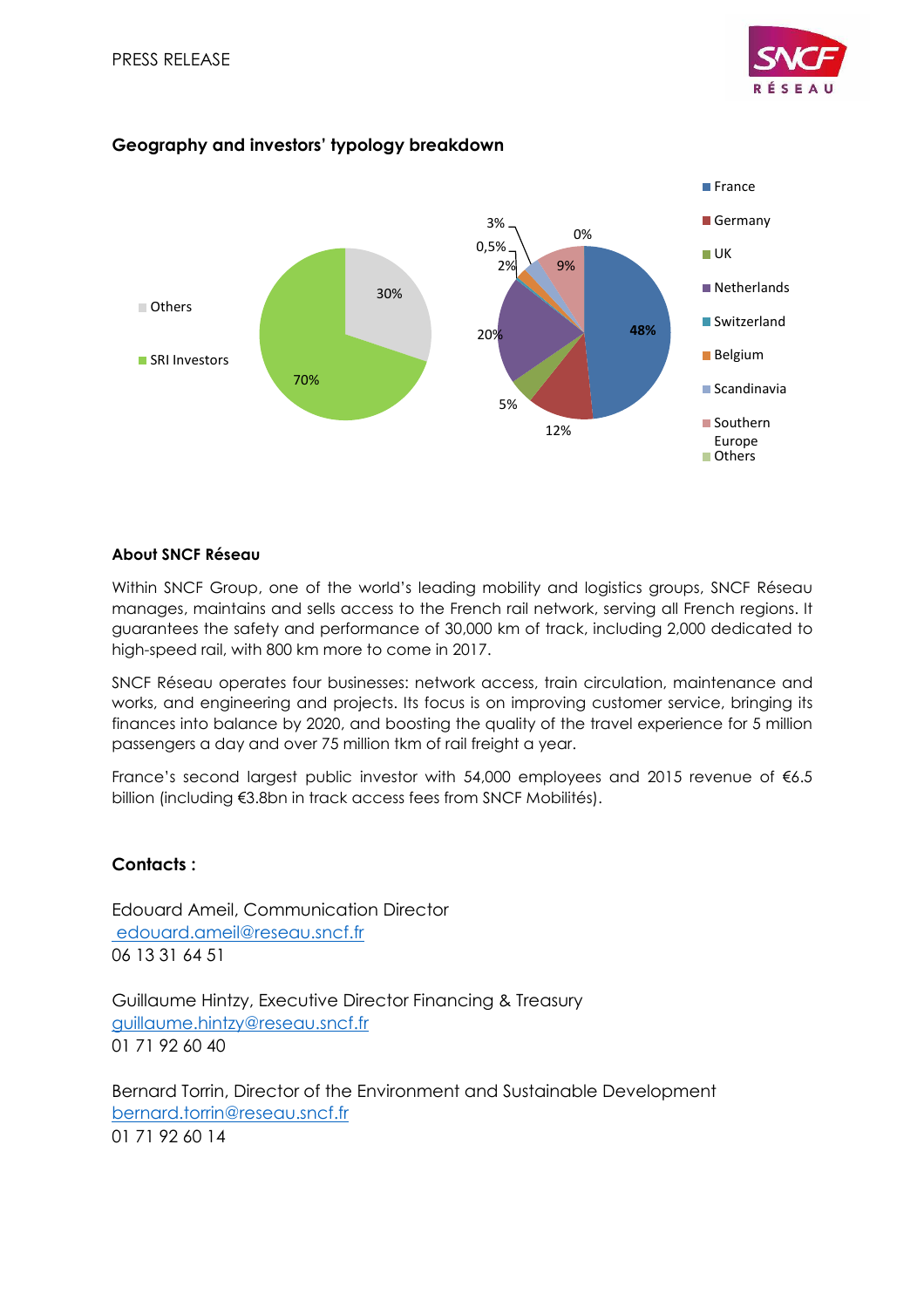### Geography and investors' typology breakdown

Others
SRI Investors
30%
70%

3%
0,5%
2%
0%
9%
20%
48%
5%
12%

France
Germany
UK
Netherlands
Switzerland
Belgium
Scandinavia
Southern Europe
Others

**About SNCF Réseau**

Within SNCF Group, one of the world's leading mobility and logistics groups, SNCF Réseau manages, maintains and sells access to the French rail network, serving all French regions. It guarantees the safety and performance of 30,000 km of track, including 2,000 dedicated to high-speed rail, with 800 km more to come in 2017.

SNCF Réseau operates four businesses: network access, train circulation, maintenance and works, and engineering and projects. Its focus is on improving customer service, bringing its finances into balance by 2020, and boosting the quality of the travel experience for 5 million passengers a day and over 75 million tkm of rail freight a year.

France's second largest public investor with 54,000 employees and 2015 revenue of €6.5 billion (including €3.8bn in track access fees from SNCF Mobilités).

**Contacts :**

Edouard Ameil, Communication Director
edouard.ameil@reseau.sncf.fr
06 13 31 64 51

Guillaume Hintzy, Executive Director Financing & Treasury
guillaume.hintzy@reseau.sncf.fr
01 71 92 60 40

Bernard Torrin, Director of the Environment and Sustainable Development
bernard.torrin@reseau.sncf.fr
01 71 92 60 14